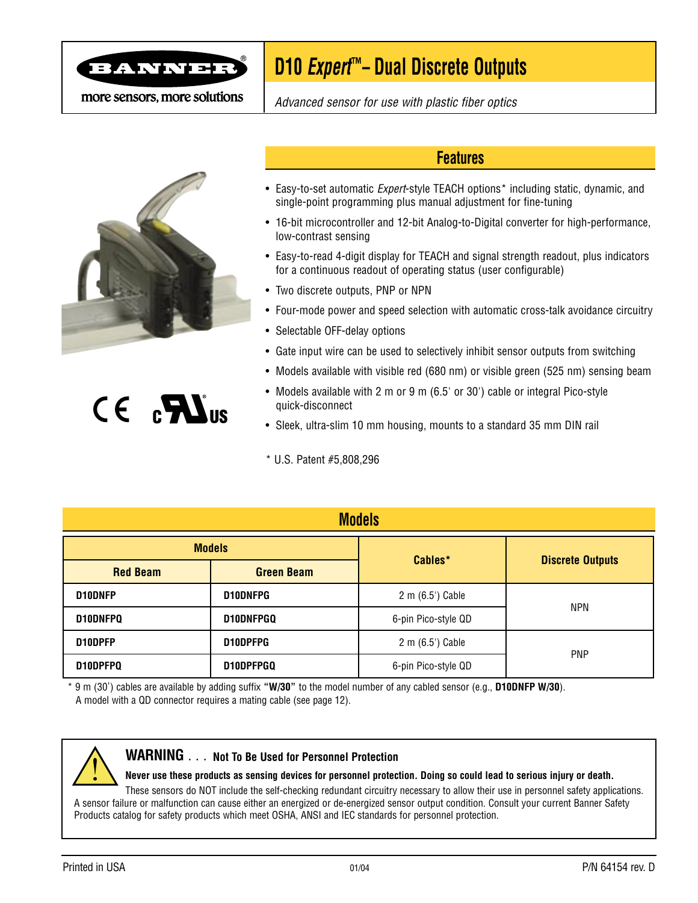# D10 *Expert*™ – Dual Discrete Outputs

*Advanced sensor for use with plastic fiber optics*

## Features

- Easy-to-set automatic *Expert*-style TEACH options* including static, dynamic, and single-point programming plus manual adjustment for fine-tuning
- 16-bit microcontroller and 12-bit Analog-to-Digital converter for high-performance, low-contrast sensing
- Easy-to-read 4-digit display for TEACH and signal strength readout, plus indicators for a continuous readout of operating status (user configurable)
- Two discrete outputs, PNP or NPN
- Four-mode power and speed selection with automatic cross-talk avoidance circuitry
- Selectable OFF-delay options
- Gate input wire can be used to selectively inhibit sensor outputs from switching
- Models available with visible red (680 nm) or visible green (525 nm) sensing beam
- Models available with 2 m or 9 m (6.5' or 30') cable or integral Pico-style quick-disconnect
- Sleek, ultra-slim 10 mm housing, mounts to a standard 35 mm DIN rail

\* U.S. Patent #5,808,296

## Models

| Models | | Cables* | Discrete Outputs |
|---|---|---|---|
| **Red Beam** | **Green Beam** | | |
| **D10DNFP** | **D10DNFPG** | 2 m (6.5') Cable | NPN |
| **D10DNFPQ** | **D10DNFPGQ** | 6-pin Pico-style QD | NPN |
| **D10DPFP** | **D10DPFPG** | 2 m (6.5') Cable | PNP |
| **D10DPFPQ** | **D10DPFPGQ** | 6-pin Pico-style QD | PNP |

\* 9 m (30') cables are available by adding suffix **"W/30"** to the model number of any cabled sensor (e.g., **D10DNFP W/30**).
A model with a QD connector requires a mating cable (see page 12).

**WARNING . . . Not To Be Used for Personnel Protection**

**Never use these products as sensing devices for personnel protection. Doing so could lead to serious injury or death.**
These sensors do NOT include the self-checking redundant circuitry necessary to allow their use in personnel safety applications. A sensor failure or malfunction can cause either an energized or de-energized sensor output condition. Consult your current Banner Safety Products catalog for safety products which meet OSHA, ANSI and IEC standards for personnel protection.

Printed in USA 01/04 P/N 64154 rev. D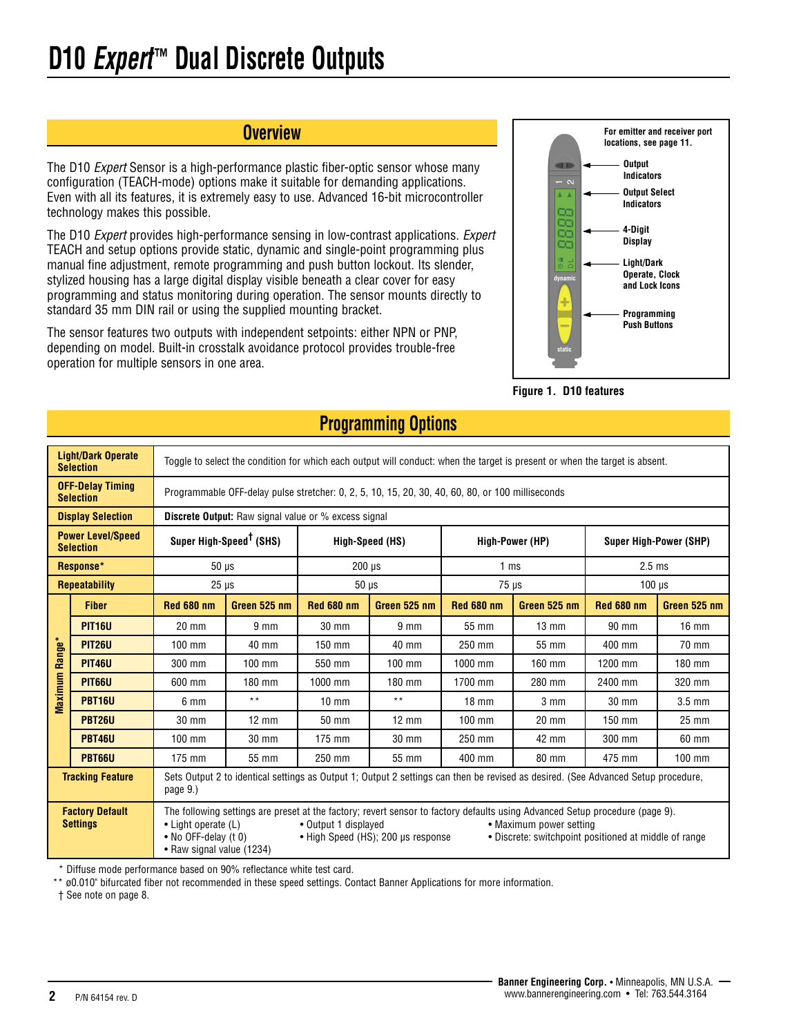# D10 *Expert*™ Dual Discrete Outputs

## Overview

The D10 *Expert* Sensor is a high-performance plastic fiber-optic sensor whose many configuration (TEACH-mode) options make it suitable for demanding applications. Even with all its features, it is extremely easy to use. Advanced 16-bit microcontroller technology makes this possible.

The D10 *Expert* provides high-performance sensing in low-contrast applications. *Expert* TEACH and setup options provide static, dynamic and single-point programming plus manual fine adjustment, remote programming and push button lockout. Its slender, stylized housing has a large digital display visible beneath a clear cover for easy programming and status monitoring during operation. The sensor mounts directly to standard 35 mm DIN rail or using the supplied mounting bracket.

The sensor features two outputs with independent setpoints: either NPN or PNP, depending on model. Built-in crosstalk avoidance protocol provides trouble-free operation for multiple sensors in one area.

For emitter and receiver port locations, see page 11.

Output Indicators

Output Select Indicators

4-Digit Display

Light/Dark Operate, Clock and Lock Icons

Programming Push Buttons

**Figure 1. D10 features**

## Programming Options

| | | | | | | | | | |
|---|---|---|---|---|---|---|---|---|---|
| **Light/Dark Operate Selection** | | Toggle to select the condition for which each output will conduct: when the target is present or when the target is absent. | | | | | | | |
| **OFF-Delay Timing Selection** | | Programmable OFF-delay pulse stretcher: 0, 2, 5, 10, 15, 20, 30, 40, 60, 80, or 100 milliseconds | | | | | | | |
| **Display Selection** | | **Discrete Output:** Raw signal value or % excess signal | | | | | | | |
| **Power Level/Speed Selection** | | **Super High-Speed† (SHS)** | | **High-Speed (HS)** | | **High-Power (HP)** | | **Super High-Power (SHP)** | |
| **Response*** | | 50 µs | | 200 µs | | 1 ms | | 2.5 ms | |
| **Repeatability** | | 25 µs | | 50 µs | | 75 µs | | 100 µs | |
| **Maximum Range*** | **Fiber** | **Red 680 nm** | **Green 525 nm** | **Red 680 nm** | **Green 525 nm** | **Red 680 nm** | **Green 525 nm** | **Red 680 nm** | **Green 525 nm** |
| | **PIT16U** | 20 mm | 9 mm | 30 mm | 9 mm | 55 mm | 13 mm | 90 mm | 16 mm |
| | **PIT26U** | 100 mm | 40 mm | 150 mm | 40 mm | 250 mm | 55 mm | 400 mm | 70 mm |
| | **PIT46U** | 300 mm | 100 mm | 550 mm | 100 mm | 1000 mm | 160 mm | 1200 mm | 180 mm |
| | **PIT66U** | 600 mm | 180 mm | 1000 mm | 180 mm | 1700 mm | 280 mm | 2400 mm | 320 mm |
| | **PBT16U** | 6 mm | ** | 10 mm | ** | 18 mm | 3 mm | 30 mm | 3.5 mm |
| | **PBT26U** | 30 mm | 12 mm | 50 mm | 12 mm | 100 mm | 20 mm | 150 mm | 25 mm |
| | **PBT46U** | 100 mm | 30 mm | 175 mm | 30 mm | 250 mm | 42 mm | 300 mm | 60 mm |
| | **PBT66U** | 175 mm | 55 mm | 250 mm | 55 mm | 400 mm | 80 mm | 475 mm | 100 mm |
| **Tracking Feature** | | Sets Output 2 to identical settings as Output 1; Output 2 settings can then be revised as desired. (See Advanced Setup procedure, page 9.) | | | | | | | |
| **Factory Default Settings** | | The following settings are preset at the factory; revert sensor to factory defaults using Advanced Setup procedure (page 9).<br>• Light operate (L) • No OFF-delay (t 0) • Raw signal value (1234)<br>• Output 1 displayed • High Speed (HS); 200 µs response<br>• Maximum power setting • Discrete: switchpoint positioned at middle of range | | | | | | | |

\* Diffuse mode performance based on 90% reflectance white test card.

\*\* ø0.010" bifurcated fiber not recommended in these speed settings. Contact Banner Applications for more information.

† See note on page 8.

P/N 64154 rev. D

**Banner Engineering Corp.** • Minneapolis, MN U.S.A.
www.bannerengineering.com • Tel: 763.544.3164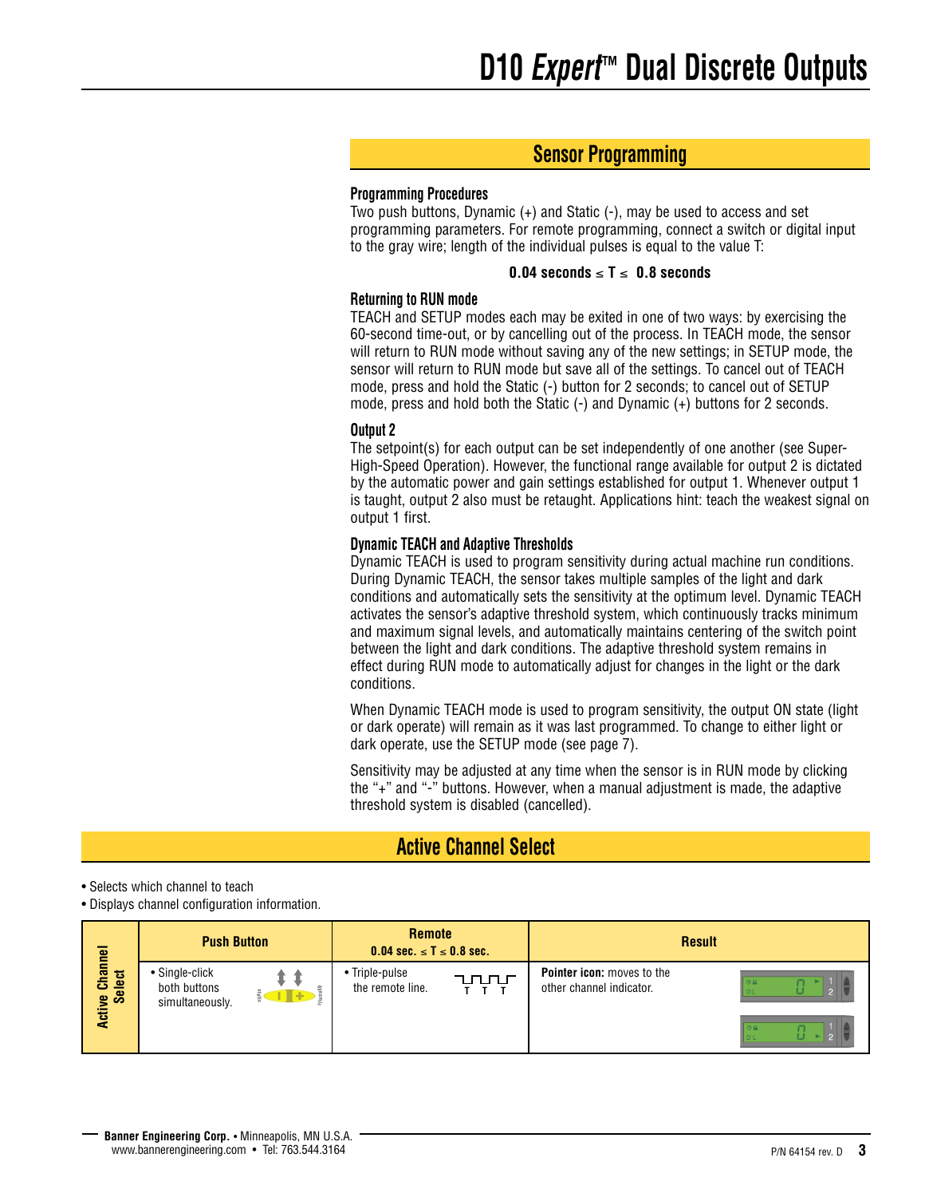## Sensor Programming

### Programming Procedures

Two push buttons, Dynamic (+) and Static (-), may be used to access and set programming parameters. For remote programming, connect a switch or digital input to the gray wire; length of the individual pulses is equal to the value T:

**0.04 seconds ≤ T ≤ 0.8 seconds**

### Returning to RUN mode

TEACH and SETUP modes each may be exited in one of two ways: by exercising the 60-second time-out, or by cancelling out of the process. In TEACH mode, the sensor will return to RUN mode without saving any of the new settings; in SETUP mode, the sensor will return to RUN mode but save all of the settings. To cancel out of TEACH mode, press and hold the Static (-) button for 2 seconds; to cancel out of SETUP mode, press and hold both the Static (-) and Dynamic (+) buttons for 2 seconds.

### Output 2

The setpoint(s) for each output can be set independently of one another (see Super-High-Speed Operation). However, the functional range available for output 2 is dictated by the automatic power and gain settings established for output 1. Whenever output 1 is taught, output 2 also must be retaught. Applications hint: teach the weakest signal on output 1 first.

### Dynamic TEACH and Adaptive Thresholds

Dynamic TEACH is used to program sensitivity during actual machine run conditions. During Dynamic TEACH, the sensor takes multiple samples of the light and dark conditions and automatically sets the sensitivity at the optimum level. Dynamic TEACH activates the sensor's adaptive threshold system, which continuously tracks minimum and maximum signal levels, and automatically maintains centering of the switch point between the light and dark conditions. The adaptive threshold system remains in effect during RUN mode to automatically adjust for changes in the light or the dark conditions.

When Dynamic TEACH mode is used to program sensitivity, the output ON state (light or dark operate) will remain as it was last programmed. To change to either light or dark operate, use the SETUP mode (see page 7).

Sensitivity may be adjusted at any time when the sensor is in RUN mode by clicking the "+" and "-" buttons. However, when a manual adjustment is made, the adaptive threshold system is disabled (cancelled).

## Active Channel Select

- Selects which channel to teach
- Displays channel configuration information.

| | Push Button | Remote 0.04 sec. ≤ T ≤ 0.8 sec. | Result |
|---|---|---|---|
| **Active Channel Select** | • Single-click both buttons simultaneously. | • Triple-pulse the remote line. | **Pointer icon:** moves to the other channel indicator. |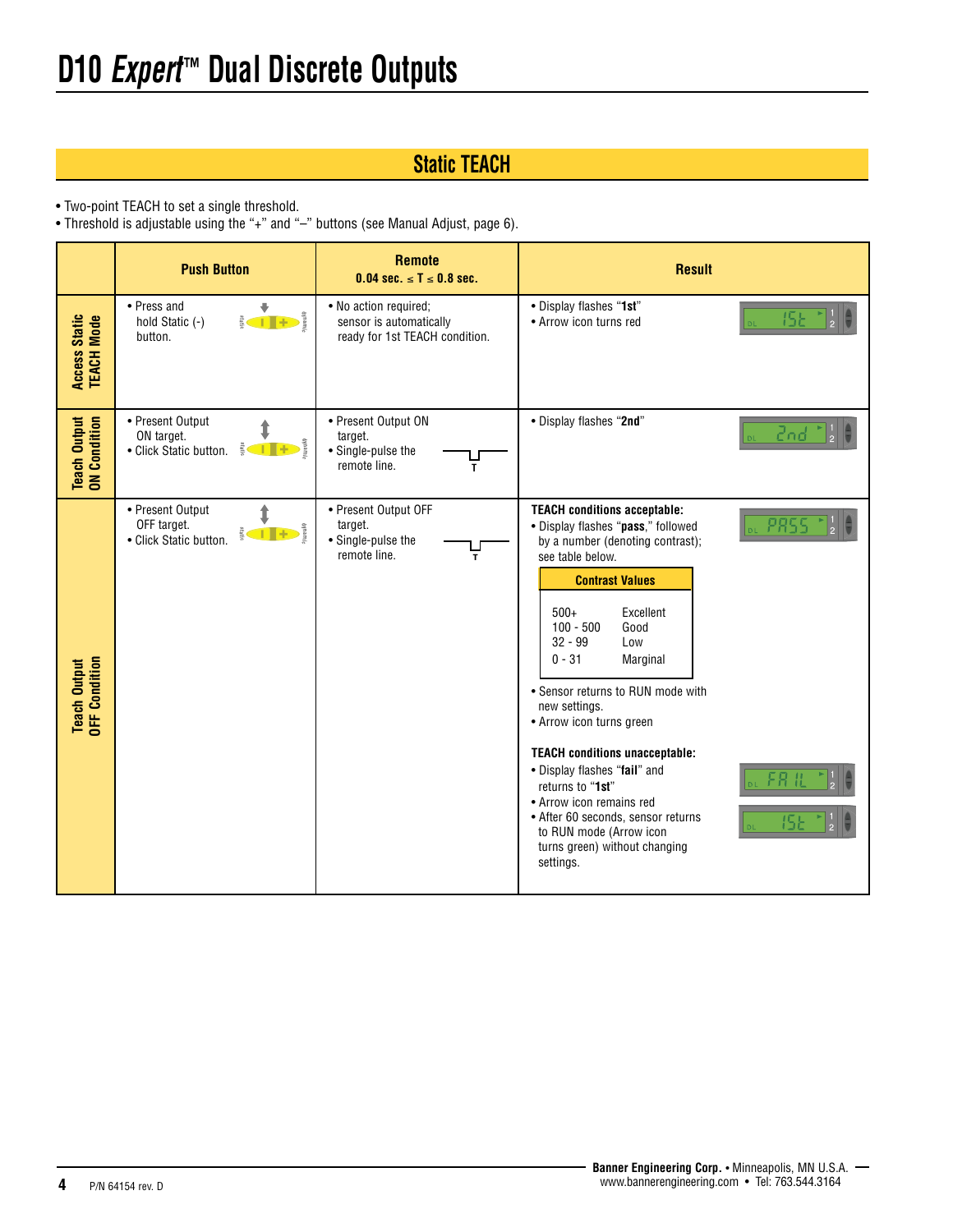# D10 *Expert*™ Dual Discrete Outputs

## Static TEACH

- Two-point TEACH to set a single threshold.
- Threshold is adjustable using the "+" and "–" buttons (see Manual Adjust, page 6).

| | Push Button | Remote 0.04 sec. ≤ T ≤ 0.8 sec. | Result |
|---|---|---|---|
| **Access Static TEACH Mode** | • Press and hold Static (-) button. | • No action required; sensor is automatically ready for 1st TEACH condition. | • Display flashes "**1st**"<br>• Arrow icon turns red |
| **Teach Output ON Condition** | • Present Output ON target.<br>• Click Static button. | • Present Output ON target.<br>• Single-pulse the remote line. | • Display flashes "**2nd**" |
| **Teach Output OFF Condition** | • Present Output OFF target.<br>• Click Static button. | • Present Output OFF target.<br>• Single-pulse the remote line. | **TEACH conditions acceptable:**<br>• Display flashes "**pass**," followed by a number (denoting contrast); see table below.<br>**Contrast Values**<br>500+ Excellent<br>100 - 500 Good<br>32 - 99 Low<br>0 - 31 Marginal<br>• Sensor returns to RUN mode with new settings.<br>• Arrow icon turns green<br><br>**TEACH conditions unacceptable:**<br>• Display flashes "**fail**" and returns to "**1st**"<br>• Arrow icon remains red<br>• After 60 seconds, sensor returns to RUN mode (Arrow icon turns green) without changing settings. |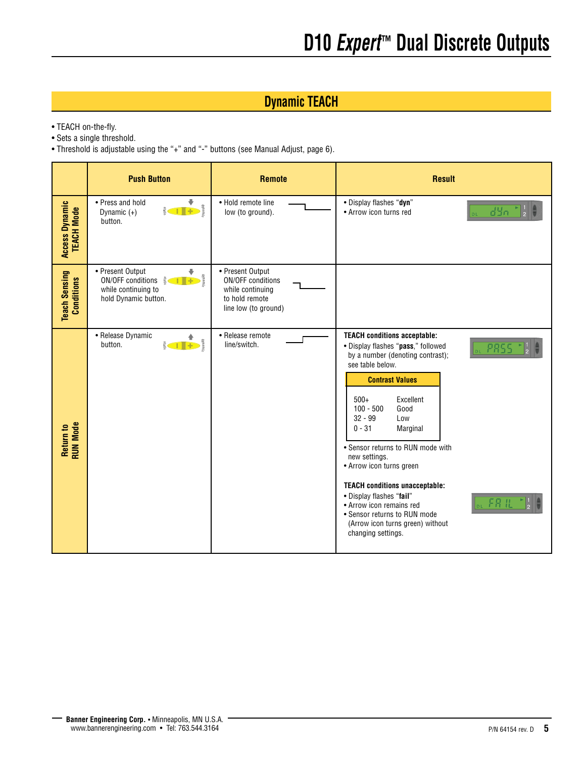## Dynamic TEACH

- TEACH on-the-fly.
- Sets a single threshold.
- Threshold is adjustable using the "+" and "-" buttons (see Manual Adjust, page 6).

| | Push Button | Remote | Result |
|---|---|---|---|
| **Access Dynamic TEACH Mode** | • Press and hold Dynamic (+) button. | • Hold remote line low (to ground). | • Display flashes "**dyn**"<br>• Arrow icon turns red |
| **Teach Sensing Conditions** | • Present Output ON/OFF conditions while continuing to hold Dynamic button. | • Present Output ON/OFF conditions while continuing to hold remote line low (to ground) | |
| **Return to RUN Mode** | • Release Dynamic button. | • Release remote line/switch. | **TEACH conditions acceptable:**<br>• Display flashes "**pass**," followed by a number (denoting contrast); see table below.<br><br>**Contrast Values**<br>500+ Excellent<br>100 - 500 Good<br>32 - 99 Low<br>0 - 31 Marginal<br><br>• Sensor returns to RUN mode with new settings.<br>• Arrow icon turns green<br><br>**TEACH conditions unacceptable:**<br>• Display flashes "**fail**"<br>• Arrow icon remains red<br>• Sensor returns to RUN mode (Arrow icon turns green) without changing settings. |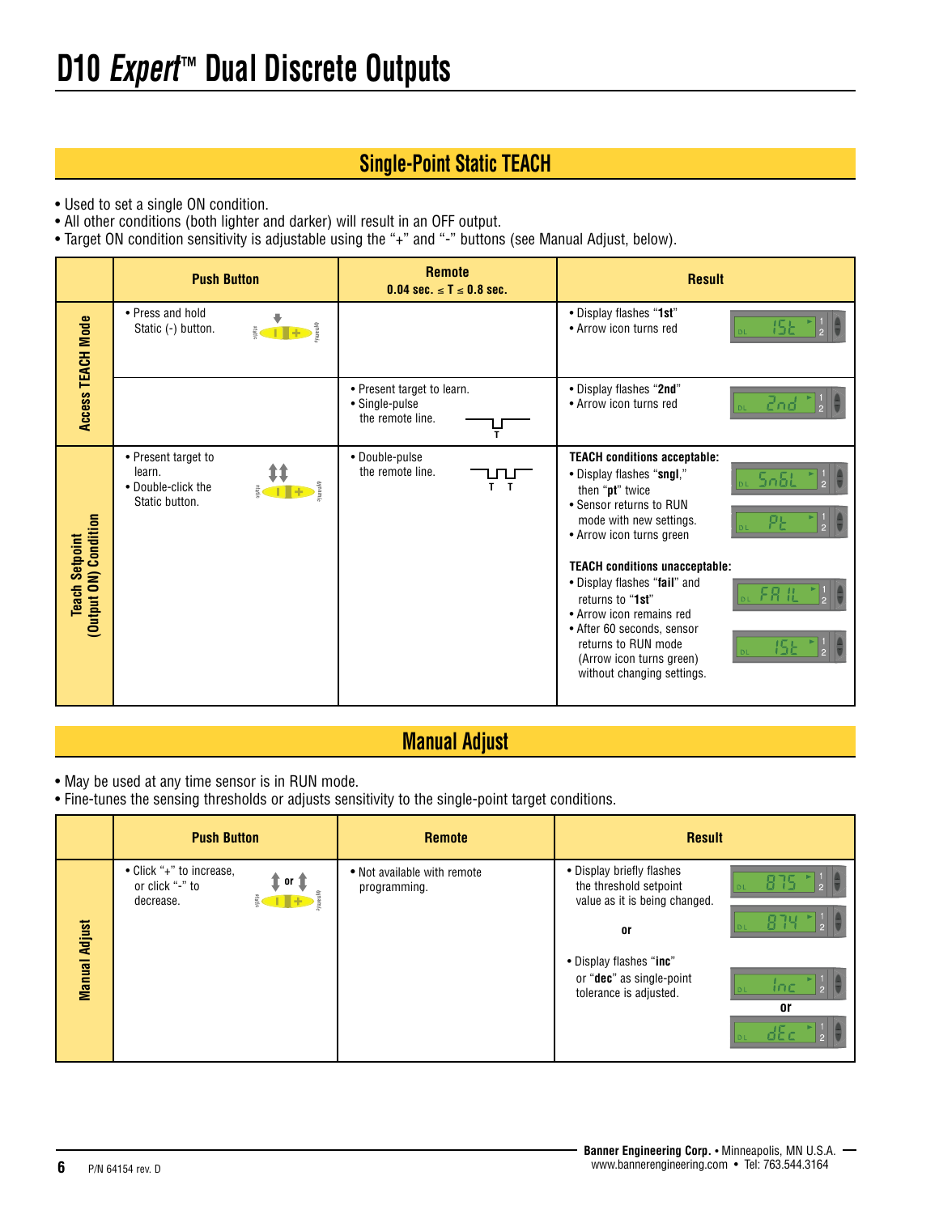# D10 *Expert*™ Dual Discrete Outputs

## Single-Point Static TEACH

- Used to set a single ON condition.
- All other conditions (both lighter and darker) will result in an OFF output.
- Target ON condition sensitivity is adjustable using the "+" and "-" buttons (see Manual Adjust, below).

| | Push Button | Remote 0.04 sec. ≤ T ≤ 0.8 sec. | Result |
|---|---|---|---|
| **Access TEACH Mode** | • Press and hold Static (-) button. | | • Display flashes "**1st**" • Arrow icon turns red |
| | | • Present target to learn. • Single-pulse the remote line. | • Display flashes "**2nd**" • Arrow icon turns red |
| **Teach Setpoint (Output ON) Condition** | • Present target to learn. • Double-click the Static button. | • Double-pulse the remote line. | **TEACH conditions acceptable:** • Display flashes "**sngl**," then "**pt**" twice • Sensor returns to RUN mode with new settings. • Arrow icon turns green **TEACH conditions unacceptable:** • Display flashes "**fail**" and returns to "**1st**" • Arrow icon remains red • After 60 seconds, sensor returns to RUN mode (Arrow icon turns green) without changing settings. |

## Manual Adjust

- May be used at any time sensor is in RUN mode.
- Fine-tunes the sensing thresholds or adjusts sensitivity to the single-point target conditions.

| | Push Button | Remote | Result |
|---|---|---|---|
| **Manual Adjust** | • Click "+" to increase, or click "-" to decrease. | • Not available with remote programming. | • Display briefly flashes the threshold setpoint value as it is being changed. **or** • Display flashes "**inc**" or "**dec**" as single-point tolerance is adjusted. |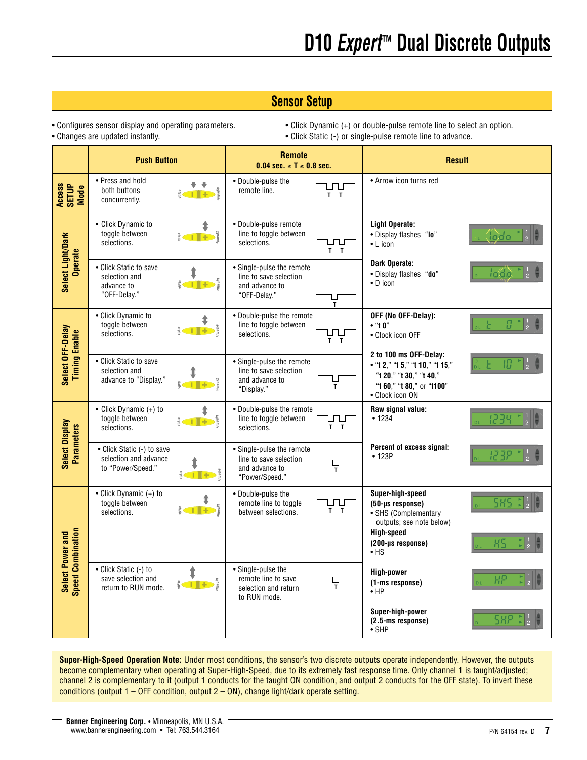# D10 *Expert*™ Dual Discrete Outputs

## Sensor Setup

- Configures sensor display and operating parameters.
- Changes are updated instantly.
- Click Dynamic (+) or double-pulse remote line to select an option.
- Click Static (-) or single-pulse remote line to advance.

| | Push Button | Remote 0.04 sec. ≤ T ≤ 0.8 sec. | Result |
|---|---|---|---|
| Access SETUP Mode | • Press and hold both buttons concurrently. | • Double-pulse the remote line. | • Arrow icon turns red |
| Select Light/Dark Operate | • Click Dynamic to toggle between selections. | • Double-pulse remote line to toggle between selections. | **Light Operate:** • Display flashes "**lo**" • L icon |
| | • Click Static to save selection and advance to "OFF-Delay." | • Single-pulse the remote line to save selection and advance to "OFF-Delay." | **Dark Operate:** • Display flashes "**do**" • D icon |
| Select OFF-Delay Timing Enable | • Click Dynamic to toggle between selections. | • Double-pulse the remote line to toggle between selections. | **OFF (No OFF-Delay):** • "**t 0**" • Clock icon OFF |
| | • Click Static to save selection and advance to "Display." | • Single-pulse the remote line to save selection and advance to "Display." | **2 to 100 ms OFF-Delay:** • "**t 2**," "**t 5**," "**t 10**," "**t 15**," "**t 20**," "**t 30**," "**t 40**," "**t 60**," "**t 80**," or "**t100**" • Clock icon ON |
| Select Display Parameters | • Click Dynamic (+) to toggle between selections. | • Double-pulse the remote line to toggle between selections. | **Raw signal value:** • 1234 |
| | • Click Static (-) to save selection and advance to "Power/Speed." | • Single-pulse the remote line to save selection and advance to "Power/Speed." | **Percent of excess signal:** • 123P |
| Select Power and Speed Combination | • Click Dynamic (+) to toggle between selections. | • Double-pulse the remote line to toggle between selections. | **Super-high-speed (50-µs response)** • SHS (Complementary outputs; see note below) **High-speed (200-µs response)** • HS |
| | • Click Static (-) to save selection and return to RUN mode. | • Single-pulse the remote line to save selection and return to RUN mode. | **High-power (1-ms response)** • HP **Super-high-power (2.5-ms response)** • SHP |

**Super-High-Speed Operation Note:** Under most conditions, the sensor's two discrete outputs operate independently. However, the outputs become complementary when operating at Super-High-Speed, due to its extremely fast response time. Only channel 1 is taught/adjusted; channel 2 is complementary to it (output 1 conducts for the taught ON condition, and output 2 conducts for the OFF state). To invert these conditions (output 1 – OFF condition, output 2 – ON), change light/dark operate setting.

**Banner Engineering Corp.** • Minneapolis, MN U.S.A.
www.bannerengineering.com • Tel: 763.544.3164

P/N 64154 rev. D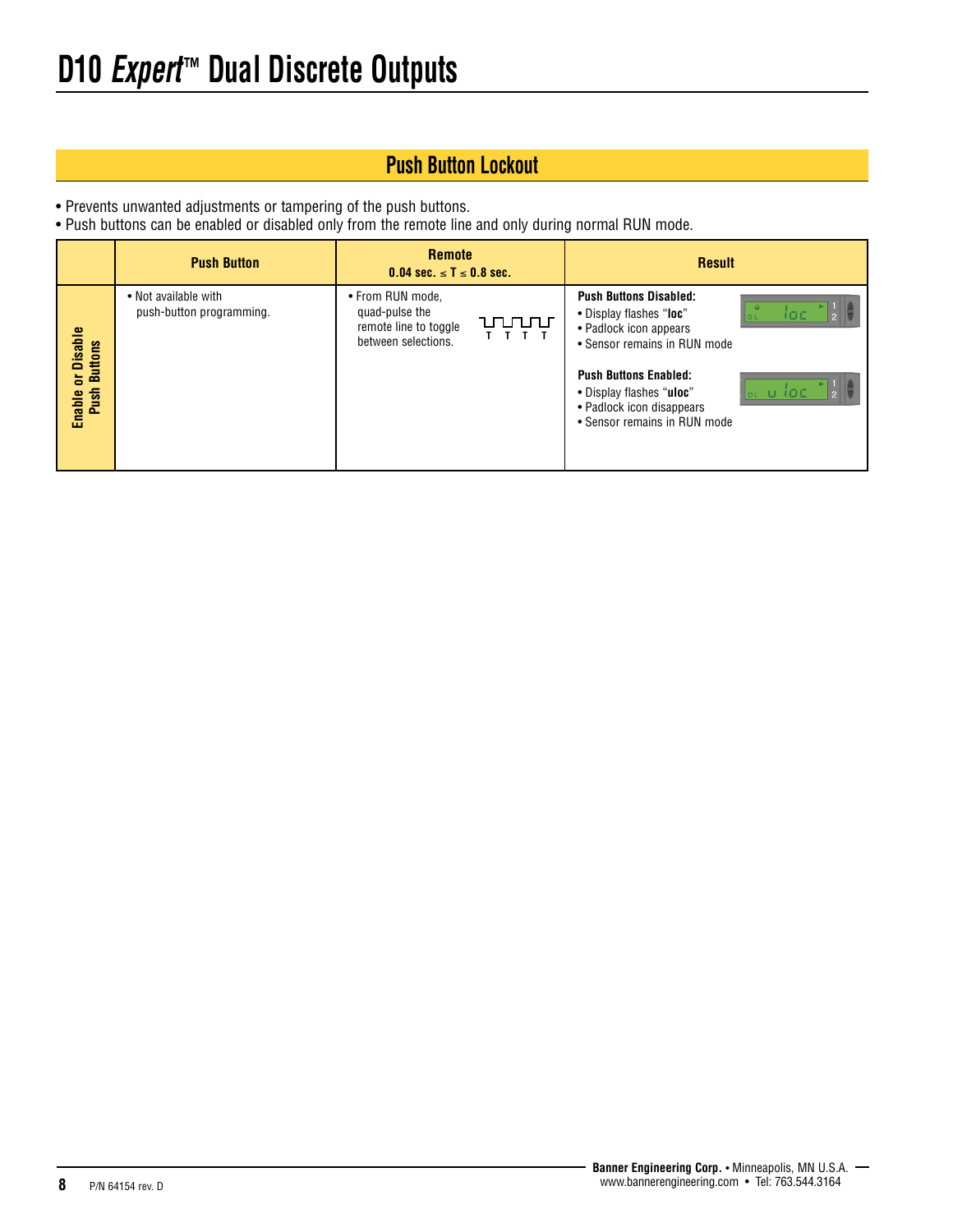# D10 *Expert*™ Dual Discrete Outputs

## Push Button Lockout

- Prevents unwanted adjustments or tampering of the push buttons.
- Push buttons can be enabled or disabled only from the remote line and only during normal RUN mode.

| | Push Button | Remote 0.04 sec. ≤ T ≤ 0.8 sec. | Result |
|---|---|---|---|
| **Enable or Disable Push Buttons** | • Not available with push-button programming. | • From RUN mode, quad-pulse the remote line to toggle between selections. | **Push Buttons Disabled:** • Display flashes "**loc**" • Padlock icon appears • Sensor remains in RUN mode **Push Buttons Enabled:** • Display flashes "**uloc**" • Padlock icon disappears • Sensor remains in RUN mode |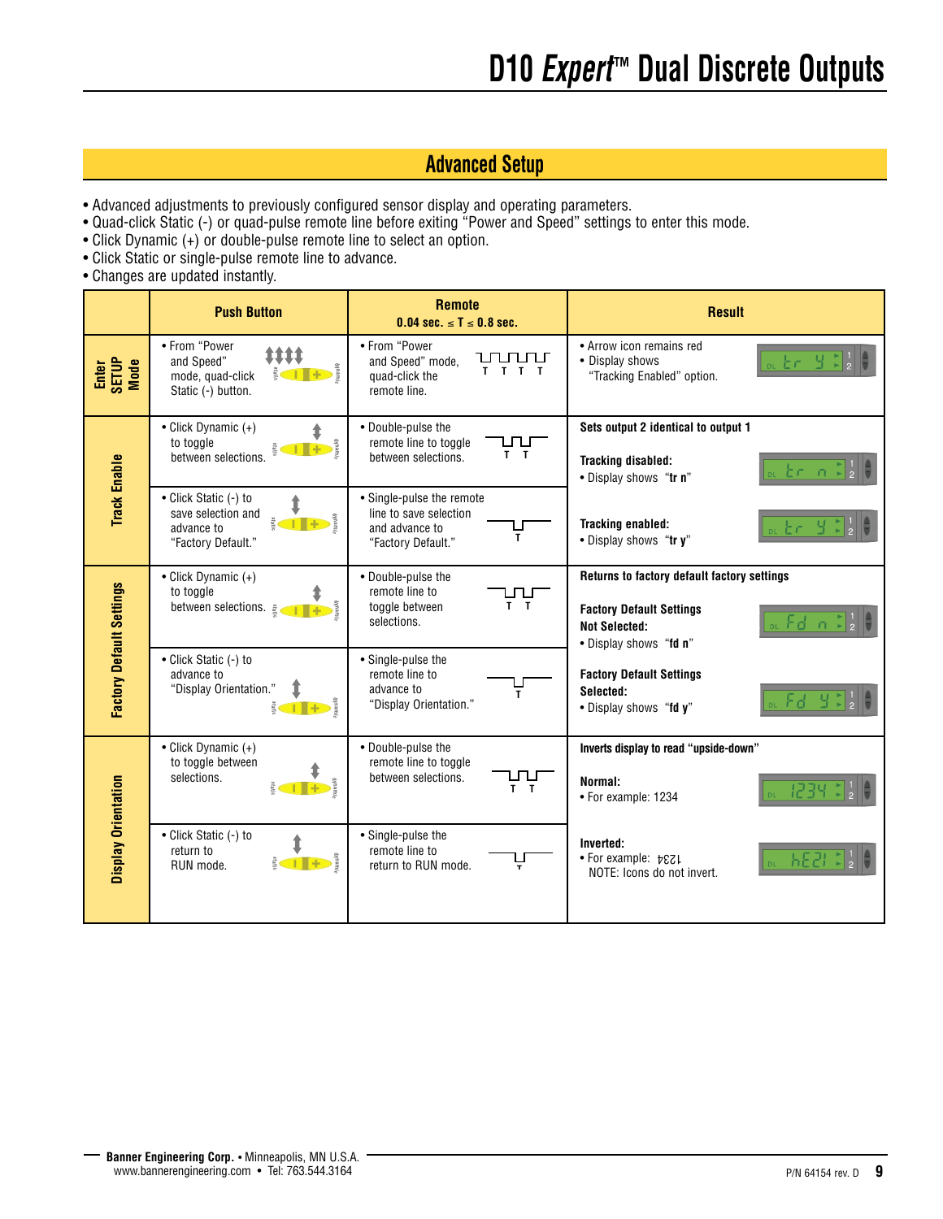# D10 *Expert*™ Dual Discrete Outputs

## Advanced Setup

- Advanced adjustments to previously configured sensor display and operating parameters.
- Quad-click Static (-) or quad-pulse remote line before exiting "Power and Speed" settings to enter this mode.
- Click Dynamic (+) or double-pulse remote line to select an option.
- Click Static or single-pulse remote line to advance.
- Changes are updated instantly.

| | Push Button | Remote 0.04 sec. ≤ T ≤ 0.8 sec. | Result |
|---|---|---|---|
| **Enter SETUP Mode** | • From "Power and Speed" mode, quad-click Static (-) button. | • From "Power and Speed" mode, quad-click the remote line. | • Arrow icon remains red<br>• Display shows "Tracking Enabled" option. |
| **Track Enable** | • Click Dynamic (+) to toggle between selections. | • Double-pulse the remote line to toggle between selections. | **Sets output 2 identical to output 1**<br>**Tracking disabled:**<br>• Display shows "**tr n**" |
| | • Click Static (-) to save selection and advance to "Factory Default." | • Single-pulse the remote line to save selection and advance to "Factory Default." | **Tracking enabled:**<br>• Display shows "**tr y**" |
| **Factory Default Settings** | • Click Dynamic (+) to toggle between selections. | • Double-pulse the remote line to toggle between selections. | **Returns to factory default factory settings**<br>**Factory Default Settings Not Selected:**<br>• Display shows "**fd n**" |
| | • Click Static (-) to advance to "Display Orientation." | • Single-pulse the remote line to advance to "Display Orientation." | **Factory Default Settings Selected:**<br>• Display shows "**fd y**" |
| **Display Orientation** | • Click Dynamic (+) to toggle between selections. | • Double-pulse the remote line to toggle between selections. | **Inverts display to read "upside-down"**<br>**Normal:**<br>• For example: 1234 |
| | • Click Static (-) to return to RUN mode. | • Single-pulse the remote line to return to RUN mode. | **Inverted:**<br>• For example: 1234 (inverted)<br>NOTE: Icons do not invert. |

**Banner Engineering Corp.** • Minneapolis, MN U.S.A.
www.bannerengineering.com • Tel: 763.544.3164

P/N 64154 rev. D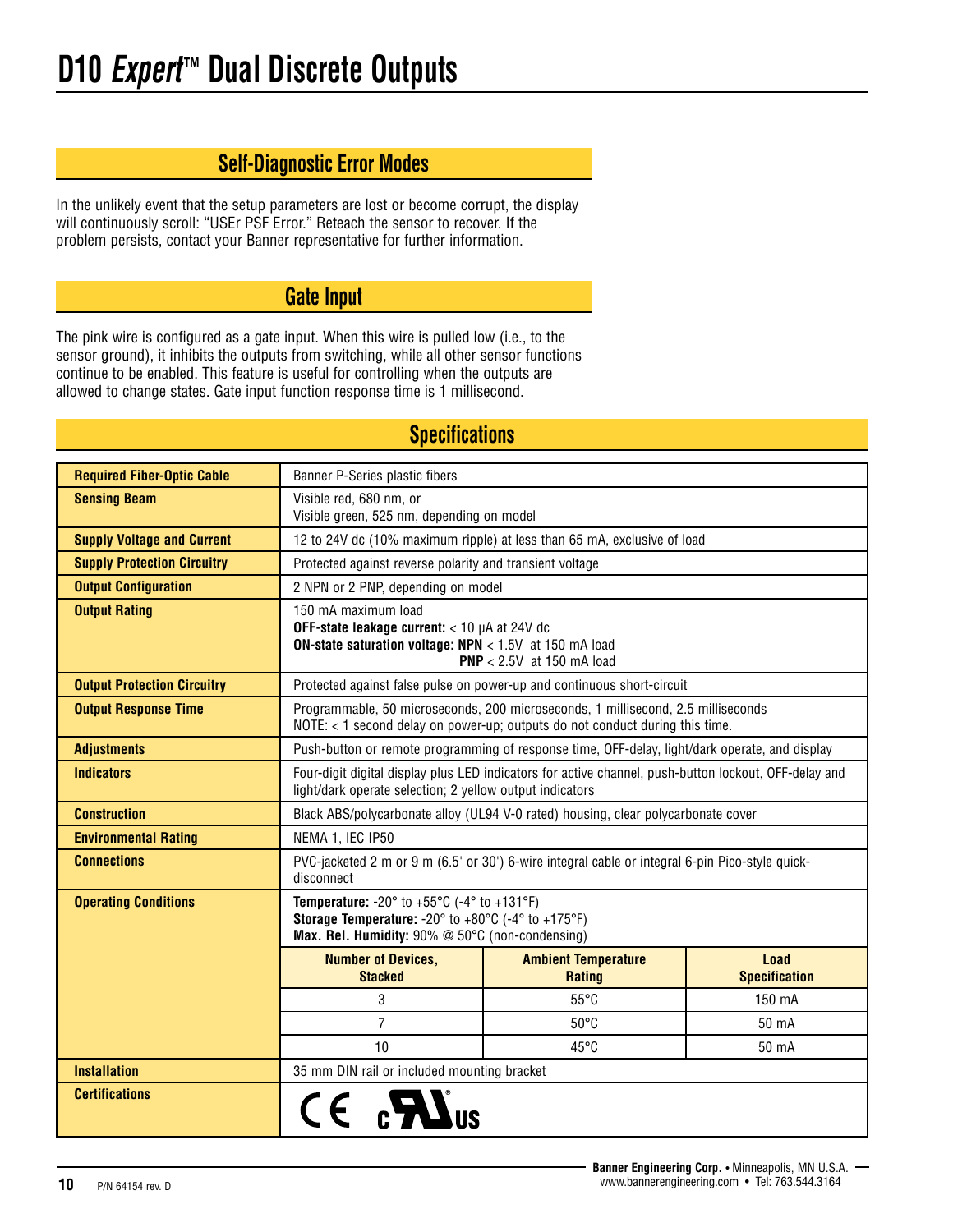# D10 *Expert*™ Dual Discrete Outputs

## Self-Diagnostic Error Modes

In the unlikely event that the setup parameters are lost or become corrupt, the display will continuously scroll: "USEr PSF Error." Reteach the sensor to recover. If the problem persists, contact your Banner representative for further information.

## Gate Input

The pink wire is configured as a gate input. When this wire is pulled low (i.e., to the sensor ground), it inhibits the outputs from switching, while all other sensor functions continue to be enabled. This feature is useful for controlling when the outputs are allowed to change states. Gate input function response time is 1 millisecond.

## Specifications

| | |
|---|---|
| **Required Fiber-Optic Cable** | Banner P-Series plastic fibers |
| **Sensing Beam** | Visible red, 680 nm, or<br>Visible green, 525 nm, depending on model |
| **Supply Voltage and Current** | 12 to 24V dc (10% maximum ripple) at less than 65 mA, exclusive of load |
| **Supply Protection Circuitry** | Protected against reverse polarity and transient voltage |
| **Output Configuration** | 2 NPN or 2 PNP, depending on model |
| **Output Rating** | 150 mA maximum load<br>**OFF-state leakage current:** < 10 µA at 24V dc<br>**ON-state saturation voltage: NPN** < 1.5V at 150 mA load<br>**PNP** < 2.5V at 150 mA load |
| **Output Protection Circuitry** | Protected against false pulse on power-up and continuous short-circuit |
| **Output Response Time** | Programmable, 50 microseconds, 200 microseconds, 1 millisecond, 2.5 milliseconds<br>NOTE: < 1 second delay on power-up; outputs do not conduct during this time. |
| **Adjustments** | Push-button or remote programming of response time, OFF-delay, light/dark operate, and display |
| **Indicators** | Four-digit digital display plus LED indicators for active channel, push-button lockout, OFF-delay and light/dark operate selection; 2 yellow output indicators |
| **Construction** | Black ABS/polycarbonate alloy (UL94 V-0 rated) housing, clear polycarbonate cover |
| **Environmental Rating** | NEMA 1, IEC IP50 |
| **Connections** | PVC-jacketed 2 m or 9 m (6.5' or 30') 6-wire integral cable or integral 6-pin Pico-style quick-disconnect |
| **Operating Conditions** | **Temperature:** -20° to +55°C (-4° to +131°F)<br>**Storage Temperature:** -20° to +80°C (-4° to +175°F)<br>**Max. Rel. Humidity:** 90% @ 50°C (non-condensing) |
| **Installation** | 35 mm DIN rail or included mounting bracket |
| **Certifications** | CE, cULus |

Operating Conditions (continued):

| Number of Devices, Stacked | Ambient Temperature Rating | Load Specification |
|---|---|---|
| 3 | 55°C | 150 mA |
| 7 | 50°C | 50 mA |
| 10 | 45°C | 50 mA |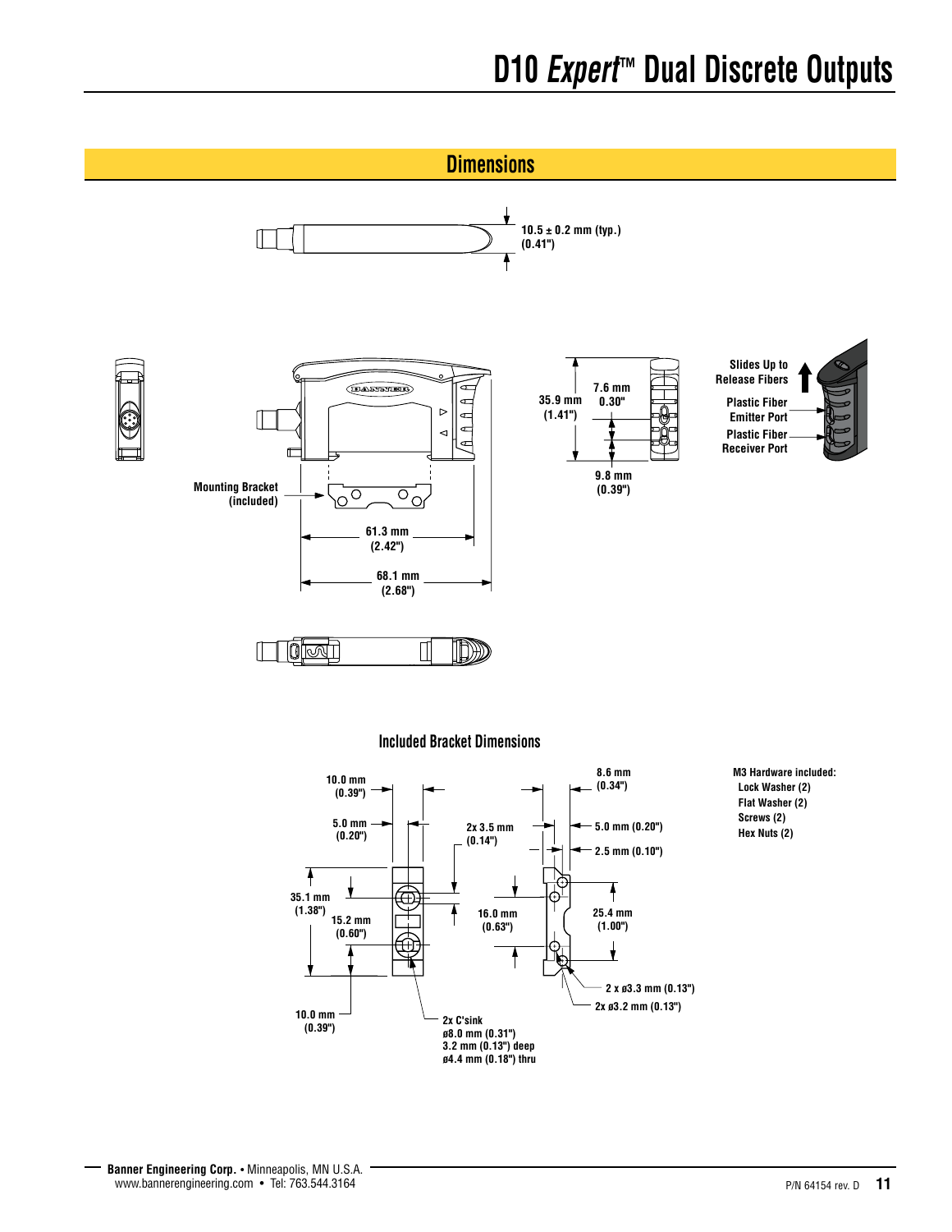## Dimensions

10.5 ± 0.2 mm (typ.)
(0.41")

Mounting Bracket (included)

61.3 mm (2.42")

68.1 mm (2.68")

35.9 mm (1.41")

7.6 mm 0.30"

9.8 mm (0.39")

Slides Up to Release Fibers

Plastic Fiber Emitter Port

Plastic Fiber Receiver Port

### Included Bracket Dimensions

10.0 mm (0.39")

5.0 mm (0.20")

35.1 mm (1.38")

15.2 mm (0.60")

10.0 mm (0.39")

2x 3.5 mm (0.14")

2x C'sink
ø8.0 mm (0.31")
3.2 mm (0.13") deep
ø4.4 mm (0.18") thru

16.0 mm (0.63")

8.6 mm (0.34")

5.0 mm (0.20")

2.5 mm (0.10")

25.4 mm (1.00")

2 x ø3.3 mm (0.13")

2x ø3.2 mm (0.13")

M3 Hardware included:
- Lock Washer (2)
- Flat Washer (2)
- Screws (2)
- Hex Nuts (2)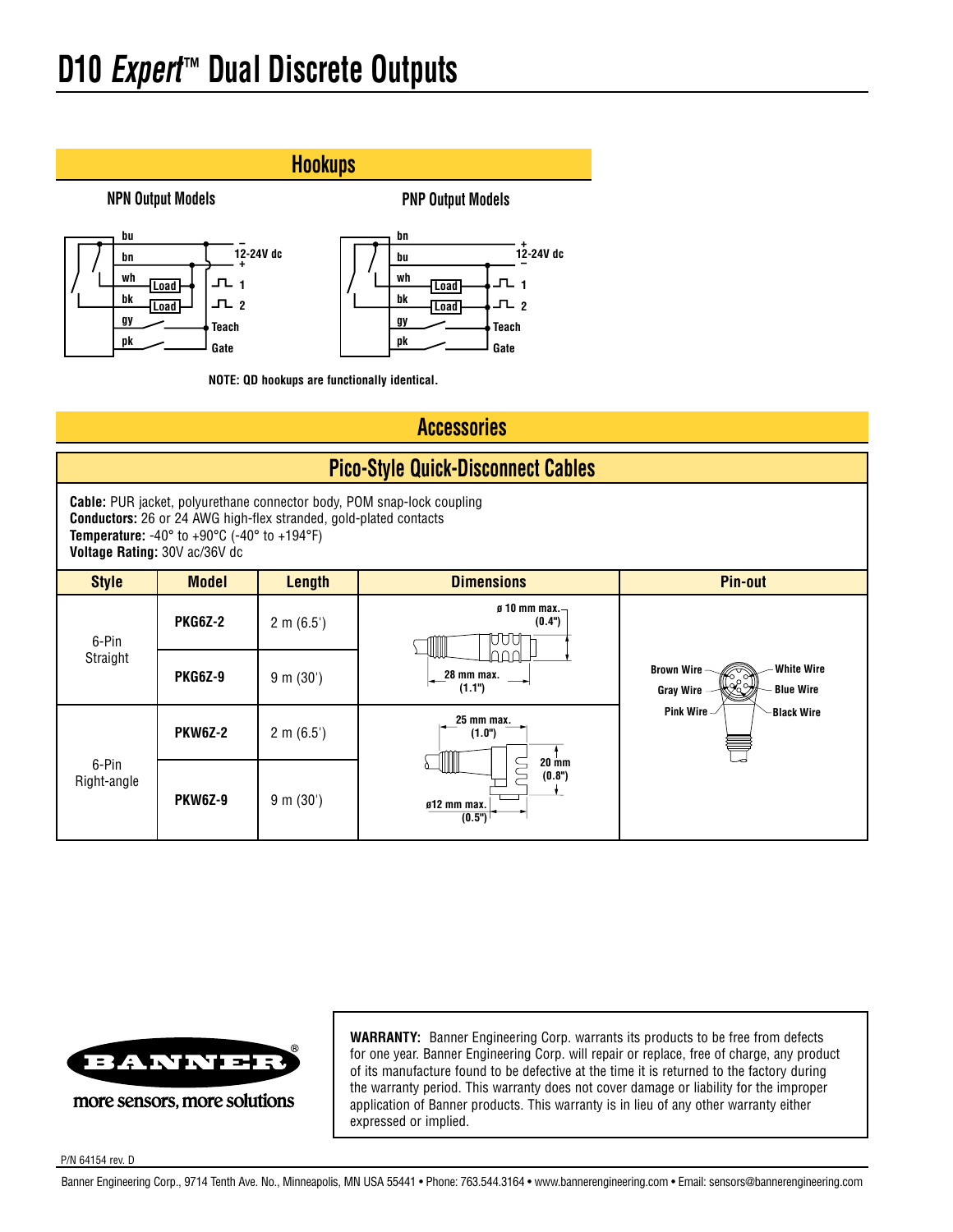# D10 *Expert*™ Dual Discrete Outputs

## Hookups

**NPN Output Models**

bu
bn
wh
bk
gy
pk
Load
Load
–
12-24V dc
+
1
2
Teach
Gate

**PNP Output Models**

bn
bu
wh
bk
gy
pk
Load
Load
+
12-24V dc
–
1
2
Teach
Gate

**NOTE: QD hookups are functionally identical.**

## Accessories

### Pico-Style Quick-Disconnect Cables

**Cable:** PUR jacket, polyurethane connector body, POM snap-lock coupling
**Conductors:** 26 or 24 AWG high-flex stranded, gold-plated contacts
**Temperature:** -40° to +90°C (-40° to +194°F)
**Voltage Rating:** 30V ac/36V dc

| Style | Model | Length | Dimensions | Pin-out |
|---|---|---|---|---|
| 6-Pin Straight | **PKG6Z-2** | 2 m (6.5') | ø 10 mm max. (0.4"); 28 mm max. (1.1") | Brown Wire, Gray Wire, Pink Wire, White Wire, Blue Wire, Black Wire |
| | **PKG6Z-9** | 9 m (30') | | |
| 6-Pin Right-angle | **PKW6Z-2** | 2 m (6.5') | 25 mm max. (1.0"); 20 mm (0.8"); ø12 mm max. (0.5") | |
| | **PKW6Z-9** | 9 m (30') | | |

more sensors, more solutions

**WARRANTY:** Banner Engineering Corp. warrants its products to be free from defects for one year. Banner Engineering Corp. will repair or replace, free of charge, any product of its manufacture found to be defective at the time it is returned to the factory during the warranty period. This warranty does not cover damage or liability for the improper application of Banner products. This warranty is in lieu of any other warranty either expressed or implied.

P/N 64154 rev. D

Banner Engineering Corp., 9714 Tenth Ave. No., Minneapolis, MN USA 55441 • Phone: 763.544.3164 • www.bannerengineering.com • Email: sensors@bannerengineering.com